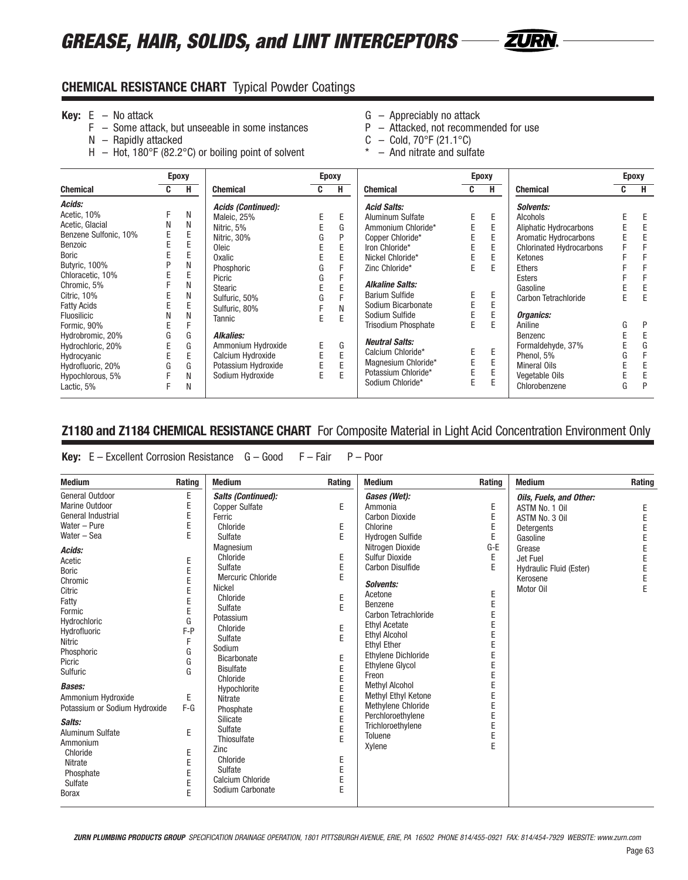# GREASE, HAIR, SOLIDS, and LINT INTERCEPTORS

## CHEMICAL RESISTANCE CHART Typical Powder Coatings

**Key:**
- E – No attack
- F – Some attack, but unseeable in some instances
- N – Rapidly attacked
- H – Hot, 180°F (82.2°C) or boiling point of solvent
- G – Appreciably no attack
- P – Attacked, not recommended for use
- C – Cold, 70°F (21.1°C)
- * – And nitrate and sulfate

| Chemical | Epoxy C | Epoxy H |
|---|---|---|
| ***Acids:*** | | |
| Acetic, 10% | F | N |
| Acetic, Glacial | N | N |
| Benzene Sulfonic, 10% | E | E |
| Benzoic | E | E |
| Boric | E | E |
| Butyric, 100% | P | N |
| Chloracetic, 10% | E | E |
| Chromic, 5% | F | N |
| Citric, 10% | E | N |
| Fatty Acids | E | E |
| Fluosilicic | N | N |
| Formic, 90% | E | F |
| Hydrobromic, 20% | G | G |
| Hydrochloric, 20% | E | G |
| Hydrocyanic | E | E |
| Hydrofluoric, 20% | G | G |
| Hypochlorous, 5% | F | N |
| Lactic, 5% | F | N |
| ***Acids (Continued):*** | | |
| Maleic, 25% | E | E |
| Nitric, 5% | E | G |
| Nitric, 30% | G | P |
| Oleic | E | E |
| Oxalic | E | E |
| Phosphoric | G | F |
| Picric | G | F |
| Stearic | E | E |
| Sulfuric, 50% | G | F |
| Sulfuric, 80% | F | N |
| Tannic | E | E |
| ***Alkalies:*** | | |
| Ammonium Hydroxide | E | G |
| Calcium Hydroxide | E | E |
| Potassium Hydroxide | E | E |
| Sodium Hydroxide | E | E |
| ***Acid Salts:*** | | |
| Aluminum Sulfate | E | E |
| Ammonium Chloride* | E | E |
| Copper Chloride* | E | E |
| Iron Chloride* | E | E |
| Nickel Chloride* | E | E |
| Zinc Chloride* | E | E |
| ***Alkaline Salts:*** | | |
| Barium Sulfide | E | E |
| Sodium Bicarbonate | E | E |
| Sodium Sulfide | E | E |
| Trisodium Phosphate | E | E |
| ***Neutral Salts:*** | | |
| Calcium Chloride* | E | E |
| Magnesium Chloride* | E | E |
| Potassium Chloride* | E | E |
| Sodium Chloride* | E | E |
| ***Solvents:*** | | |
| Alcohols | E | E |
| Aliphatic Hydrocarbons | E | E |
| Aromatic Hydrocarbons | E | E |
| Chlorinated Hydrocarbons | F | F |
| Ketones | F | F |
| Ethers | F | F |
| Esters | F | F |
| Gasoline | E | E |
| Carbon Tetrachloride | E | E |
| ***Organics:*** | | |
| Aniline | G | P |
| Benzenc | E | E |
| Formaldehyde, 37% | E | G |
| Phenol, 5% | G | F |
| Mineral Oils | E | E |
| Vegetable Oils | E | E |
| Chlorobenzene | G | P |

## Z1180 and Z1184 CHEMICAL RESISTANCE CHART For Composite Material in Light Acid Concentration Environment Only

**Key:** E – Excellent Corrosion Resistance G – Good F – Fair P – Poor

| Medium | Rating |
|---|---|
| General Outdoor | E |
| Marine Outdoor | E |
| General Industrial | E |
| Water – Pure | E |
| Water – Sea | E |
| ***Acids:*** | |
| Acetic | E |
| Boric | E |
| Chromic | E |
| Citric | E |
| Fatty | E |
| Formic | E |
| Hydrochloric | G |
| Hydrofluoric | F-P |
| Nitric | F |
| Phosphoric | G |
| Picric | G |
| Sulfuric | G |
| ***Bases:*** | |
| Ammonium Hydroxide | E |
| Potassium or Sodium Hydroxide | F-G |
| ***Salts:*** | |
| Aluminum Sulfate | E |
| Ammonium | |
| Chloride | E |
| Nitrate | E |
| Phosphate | E |
| Sulfate | E |
| Borax | E |
| ***Salts (Continued):*** | |
| Copper Sulfate | E |
| Ferric | |
| Chloride | E |
| Sulfate | E |
| Magnesium | |
| Chloride | E |
| Sulfate | E |
| Mercuric Chloride | E |
| Nickel | |
| Chloride | E |
| Sulfate | E |
| Potassium | |
| Chloride | E |
| Sulfate | E |
| Sodium | |
| Bicarbonate | E |
| Bisulfate | E |
| Chloride | E |
| Hypochlorite | E |
| Nitrate | E |
| Phosphate | E |
| Silicate | E |
| Sulfate | E |
| Thiosulfate | E |
| Zinc | |
| Chloride | E |
| Sulfate | E |
| Calcium Chloride | E |
| Sodium Carbonate | E |
| ***Gases (Wet):*** | |
| Ammonia | E |
| Carbon Dioxide | E |
| Chlorine | E |
| Hydrogen Sulfide | E |
| Nitrogen Dioxide | G-E |
| Sulfur Dioxide | E |
| Carbon Disulfide | E |
| ***Solvents:*** | |
| Acetone | E |
| Benzene | E |
| Carbon Tetrachloride | E |
| Ethyl Acetate | E |
| Ethyl Alcohol | E |
| Ethyl Ether | E |
| Ethylene Dichloride | E |
| Ethylene Glycol | E |
| Freon | E |
| Methyl Alcohol | E |
| Methyl Ethyl Ketone | E |
| Methylene Chloride | E |
| Perchloroethylene | E |
| Trichloroethylene | E |
| Toluene | E |
| Xylene | E |
| ***Oils, Fuels, and Other:*** | |
| ASTM No. 1 Oil | E |
| ASTM No. 3 Oil | E |
| Detergents | E |
| Gasoline | E |
| Grease | E |
| Jet Fuel | E |
| Hydraulic Fluid (Ester) | E |
| Kerosene | E |
| Motor Oil | E |

***ZURN PLUMBING PRODUCTS GROUP*** *SPECIFICATION DRAINAGE OPERATION, 1801 PITTSBURGH AVENUE, ERIE, PA 16502 PHONE 814/455-0921 FAX: 814/454-7929 WEBSITE: www.zurn.com*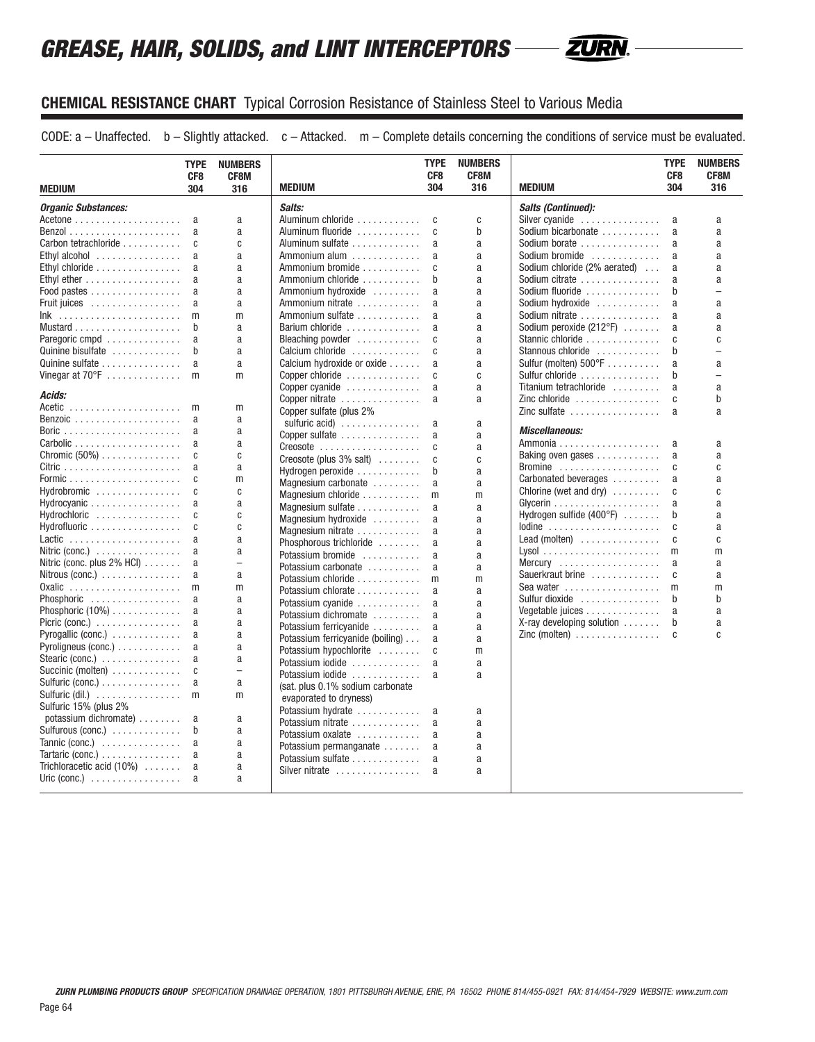## CHEMICAL RESISTANCE CHART Typical Corrosion Resistance of Stainless Steel to Various Media

CODE: a – Unaffected. b – Slightly attacked. c – Attacked. m – Complete details concerning the conditions of service must be evaluated.

| MEDIUM | TYPE CF8 304 | NUMBERS CF8M 316 |
|---|---|---|
| ***Organic Substances:*** | | |
| Acetone | a | a |
| Benzol | a | a |
| Carbon tetrachloride | c | c |
| Ethyl alcohol | a | a |
| Ethyl chloride | a | a |
| Ethyl ether | a | a |
| Food pastes | a | a |
| Fruit juices | a | a |
| Ink | m | m |
| Mustard | b | a |
| Paregoric cmpd | a | a |
| Quinine bisulfate | b | a |
| Quinine sulfate | a | a |
| Vinegar at 70°F | m | m |
| ***Acids:*** | | |
| Acetic | m | m |
| Benzoic | a | a |
| Boric | a | a |
| Carbolic | a | a |
| Chromic (50%) | c | c |
| Citric | a | a |
| Formic | c | m |
| Hydrobromic | c | c |
| Hydrocyanic | a | a |
| Hydrochloric | c | c |
| Hydrofluoric | c | c |
| Lactic | a | a |
| Nitric (conc.) | a | a |
| Nitric (conc. plus 2% HCl) | a | – |
| Nitrous (conc.) | a | a |
| Oxalic | m | m |
| Phosphoric | a | a |
| Phosphoric (10%) | a | a |
| Picric (conc.) | a | a |
| Pyrogallic (conc.) | a | a |
| Pyroligneus (conc.) | a | a |
| Stearic (conc.) | a | a |
| Succinic (molten) | c | – |
| Sulfuric (conc.) | a | a |
| Sulfuric (dil.) | m | m |
| Sulfuric 15% (plus 2% potassium dichromate) | a | a |
| Sulfurous (conc.) | b | a |
| Tannic (conc.) | a | a |
| Tartaric (conc.) | a | a |
| Trichloracetic acid (10%) | a | a |
| Uric (conc.) | a | a |
| ***Salts:*** | | |
| Aluminum chloride | c | c |
| Aluminum fluoride | c | b |
| Aluminum sulfate | a | a |
| Ammonium alum | a | a |
| Ammonium bromide | c | a |
| Ammonium chloride | b | a |
| Ammonium hydroxide | a | a |
| Ammonium nitrate | a | a |
| Ammonium sulfate | a | a |
| Barium chloride | a | a |
| Bleaching powder | c | a |
| Calcium chloride | c | a |
| Calcium hydroxide or oxide | a | a |
| Copper chloride | c | c |
| Copper cyanide | a | a |
| Copper nitrate | a | a |
| Copper sulfate (plus 2% sulfuric acid) | a | a |
| Copper sulfate | a | a |
| Creosote | c | a |
| Creosote (plus 3% salt) | c | c |
| Hydrogen peroxide | b | a |
| Magnesium carbonate | a | a |
| Magnesium chloride | m | m |
| Magnesium sulfate | a | a |
| Magnesium hydroxide | a | a |
| Magnesium nitrate | a | a |
| Phosphorous trichloride | a | a |
| Potassium bromide | a | a |
| Potassium carbonate | a | a |
| Potassium chloride | m | m |
| Potassium chlorate | a | a |
| Potassium cyanide | a | a |
| Potassium dichromate | a | a |
| Potassium ferricyanide | a | a |
| Potassium ferricyanide (boiling) | a | a |
| Potassium hypochlorite | c | m |
| Potassium iodide | a | a |
| Potassium iodide (sat. plus 0.1% sodium carbonate evaporated to dryness) | a | a |
| Potassium hydrate | a | a |
| Potassium nitrate | a | a |
| Potassium oxalate | a | a |
| Potassium permanganate | a | a |
| Potassium sulfate | a | a |
| Silver nitrate | a | a |
| ***Salts (Continued):*** | | |
| Silver cyanide | a | a |
| Sodium bicarbonate | a | a |
| Sodium borate | a | a |
| Sodium bromide | a | a |
| Sodium chloride (2% aerated) | a | a |
| Sodium citrate | a | a |
| Sodium fluoride | b | – |
| Sodium hydroxide | a | a |
| Sodium nitrate | a | a |
| Sodium peroxide (212°F) | a | a |
| Stannic chloride | c | c |
| Stannous chloride | b | – |
| Sulfur (molten) 500°F | a | a |
| Sulfur chloride | b | – |
| Titanium tetrachloride | a | a |
| Zinc chloride | c | b |
| Zinc sulfate | a | a |
| ***Miscellaneous:*** | | |
| Ammonia | a | a |
| Baking oven gases | a | a |
| Bromine | c | c |
| Carbonated beverages | a | a |
| Chlorine (wet and dry) | c | c |
| Glycerin | a | a |
| Hydrogen sulfide (400°F) | b | a |
| Iodine | c | a |
| Lead (molten) | c | c |
| Lysol | m | m |
| Mercury | a | a |
| Sauerkraut brine | c | a |
| Sea water | m | m |
| Sulfur dioxide | b | b |
| Vegetable juices | a | a |
| X-ray developing solution | b | a |
| Zinc (molten) | c | c |

***ZURN PLUMBING PRODUCTS GROUP*** *SPECIFICATION DRAINAGE OPERATION, 1801 PITTSBURGH AVENUE, ERIE, PA 16502 PHONE 814/455-0921 FAX: 814/454-7929 WEBSITE: www.zurn.com*